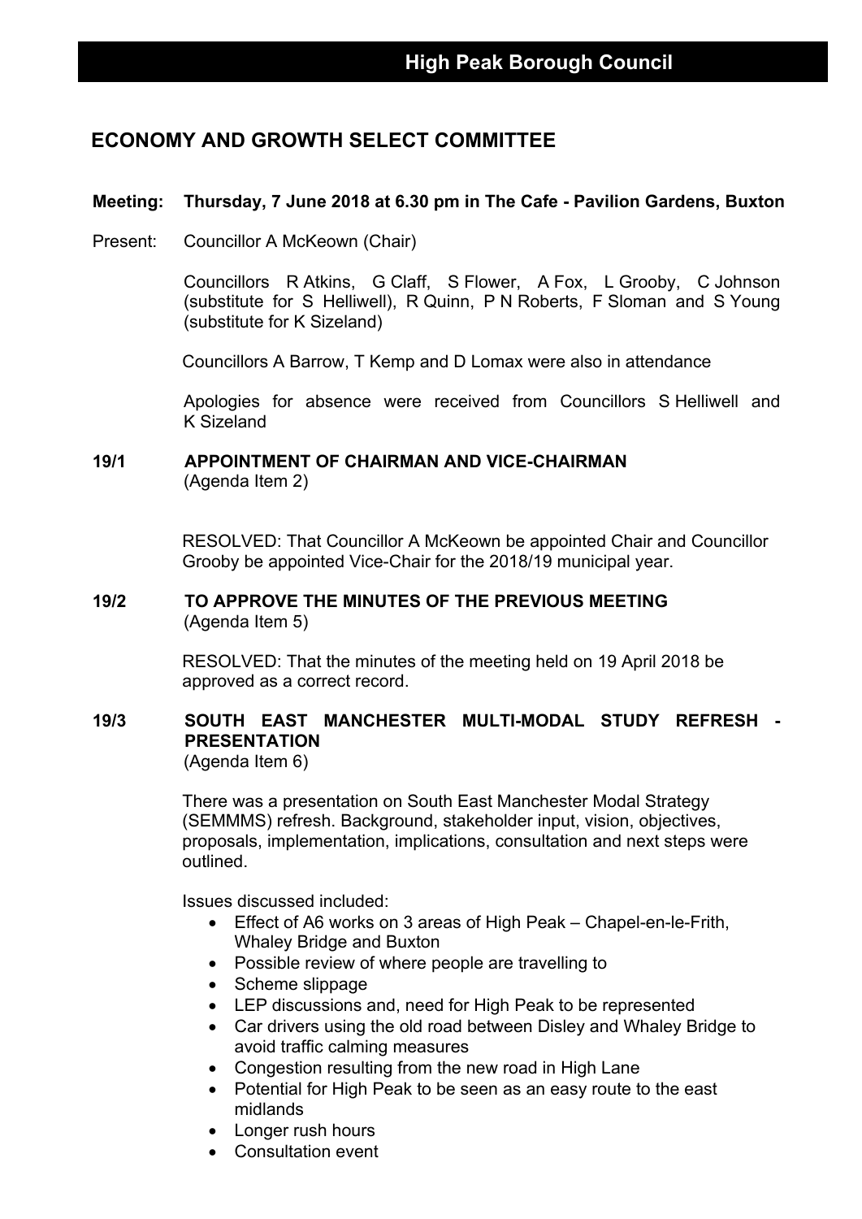# High Peak Borough Council

## ECONOMY AND GROWTH SELECT COMMITTEE

**Meeting: Thursday, 7 June 2018 at 6.30 pm in The Cafe - Pavilion Gardens, Buxton**

Present: Councillor A McKeown (Chair)

Councillors R Atkins, G Claff, S Flower, A Fox, L Grooby, C Johnson (substitute for S Helliwell), R Quinn, P N Roberts, F Sloman and S Young (substitute for K Sizeland)

Councillors A Barrow, T Kemp and D Lomax were also in attendance

Apologies for absence were received from Councillors S Helliwell and K Sizeland

### 19/1 APPOINTMENT OF CHAIRMAN AND VICE-CHAIRMAN
(Agenda Item 2)

RESOLVED: That Councillor A McKeown be appointed Chair and Councillor Grooby be appointed Vice-Chair for the 2018/19 municipal year.

### 19/2 TO APPROVE THE MINUTES OF THE PREVIOUS MEETING
(Agenda Item 5)

RESOLVED: That the minutes of the meeting held on 19 April 2018 be approved as a correct record.

### 19/3 SOUTH EAST MANCHESTER MULTI-MODAL STUDY REFRESH - PRESENTATION
(Agenda Item 6)

There was a presentation on South East Manchester Modal Strategy (SEMMMS) refresh. Background, stakeholder input, vision, objectives, proposals, implementation, implications, consultation and next steps were outlined.

Issues discussed included:

- Effect of A6 works on 3 areas of High Peak – Chapel-en-le-Frith, Whaley Bridge and Buxton
- Possible review of where people are travelling to
- Scheme slippage
- LEP discussions and, need for High Peak to be represented
- Car drivers using the old road between Disley and Whaley Bridge to avoid traffic calming measures
- Congestion resulting from the new road in High Lane
- Potential for High Peak to be seen as an easy route to the east midlands
- Longer rush hours
- Consultation event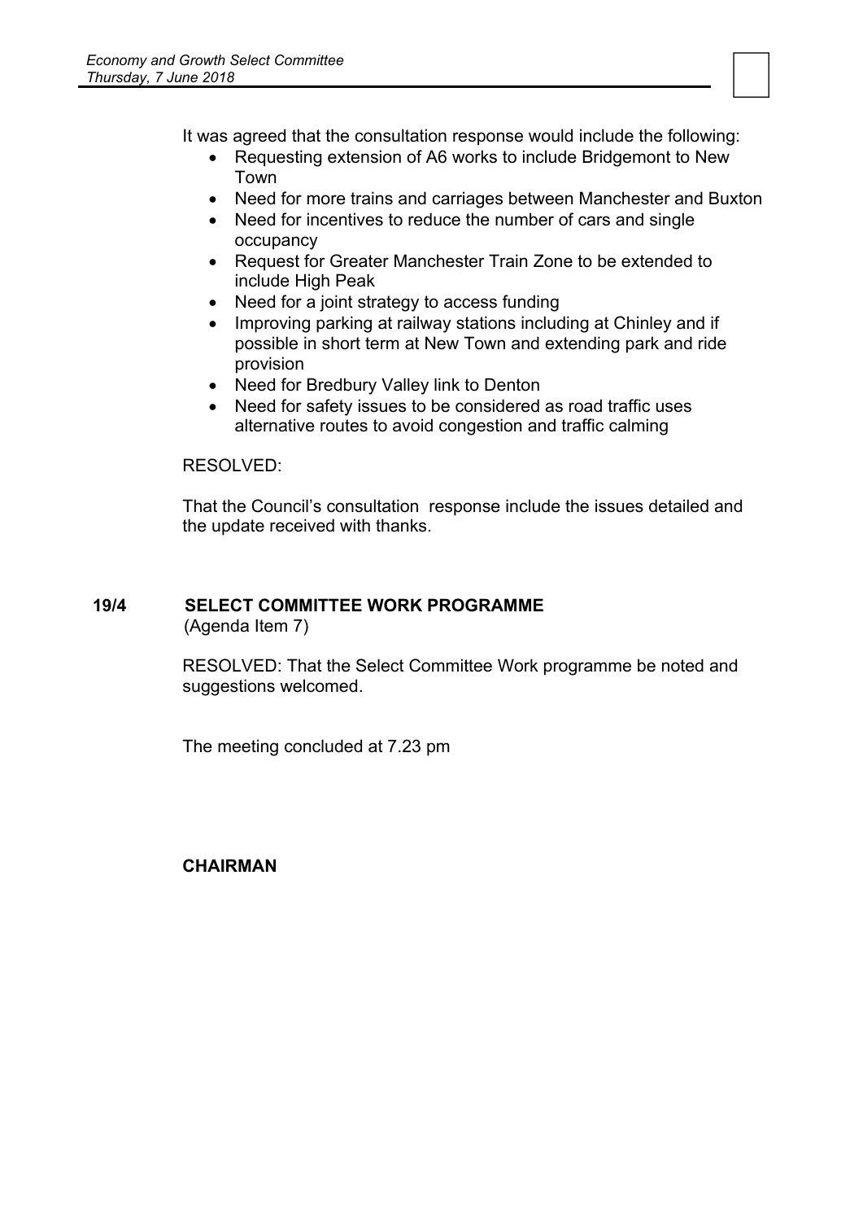It was agreed that the consultation response would include the following:

- Requesting extension of A6 works to include Bridgemont to New Town
- Need for more trains and carriages between Manchester and Buxton
- Need for incentives to reduce the number of cars and single occupancy
- Request for Greater Manchester Train Zone to be extended to include High Peak
- Need for a joint strategy to access funding
- Improving parking at railway stations including at Chinley and if possible in short term at New Town and extending park and ride provision
- Need for Bredbury Valley link to Denton
- Need for safety issues to be considered as road traffic uses alternative routes to avoid congestion and traffic calming

RESOLVED:

That the Council's consultation response include the issues detailed and the update received with thanks.

## 19/4 SELECT COMMITTEE WORK PROGRAMME

(Agenda Item 7)

RESOLVED: That the Select Committee Work programme be noted and suggestions welcomed.

The meeting concluded at 7.23 pm

**CHAIRMAN**